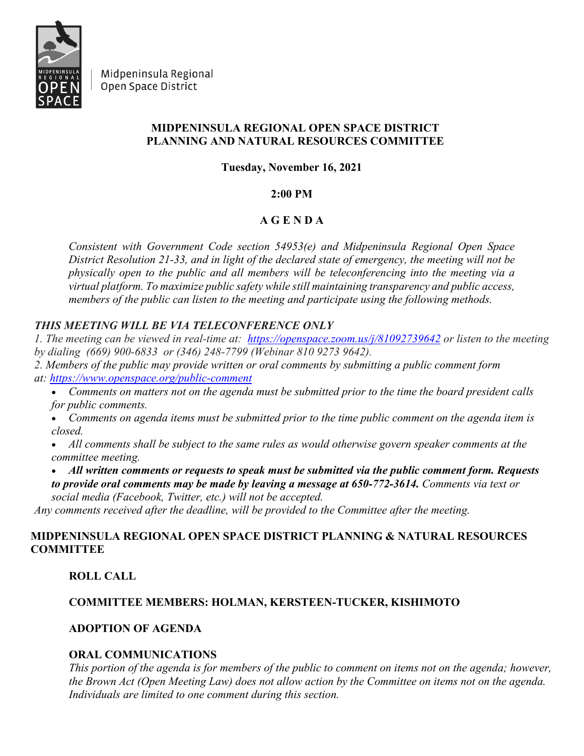Midpeninsula Regional
Open Space District

**MIDPENINSULA REGIONAL OPEN SPACE DISTRICT**
**PLANNING AND NATURAL RESOURCES COMMITTEE**

**Tuesday, November 16, 2021**

**2:00 PM**

# A G E N D A

*Consistent with Government Code section 54953(e) and Midpeninsula Regional Open Space District Resolution 21-33, and in light of the declared state of emergency, the meeting will not be physically open to the public and all members will be teleconferencing into the meeting via a virtual platform. To maximize public safety while still maintaining transparency and public access, members of the public can listen to the meeting and participate using the following methods.*

***THIS MEETING WILL BE VIA TELECONFERENCE ONLY***

*1. The meeting can be viewed in real-time at: [https://openspace.zoom.us/j/81092739642](https://openspace.zoom.us/j/81092739642) or listen to the meeting by dialing (669) 900-6833 or (346) 248-7799 (Webinar 810 9273 9642).*

*2. Members of the public may provide written or oral comments by submitting a public comment form at: [https://www.openspace.org/public-comment](https://www.openspace.org/public-comment)*

- *Comments on matters not on the agenda must be submitted prior to the time the board president calls for public comments.*
- *Comments on agenda items must be submitted prior to the time public comment on the agenda item is closed.*
- *All comments shall be subject to the same rules as would otherwise govern speaker comments at the committee meeting.*
- ***All written comments or requests to speak must be submitted via the public comment form. Requests to provide oral comments may be made by leaving a message at 650-772-3614.*** *Comments via text or social media (Facebook, Twitter, etc.) will not be accepted.*

*Any comments received after the deadline, will be provided to the Committee after the meeting.*

## MIDPENINSULA REGIONAL OPEN SPACE DISTRICT PLANNING & NATURAL RESOURCES COMMITTEE

**ROLL CALL**

**COMMITTEE MEMBERS: HOLMAN, KERSTEEN-TUCKER, KISHIMOTO**

**ADOPTION OF AGENDA**

**ORAL COMMUNICATIONS**

*This portion of the agenda is for members of the public to comment on items not on the agenda; however, the Brown Act (Open Meeting Law) does not allow action by the Committee on items not on the agenda. Individuals are limited to one comment during this section.*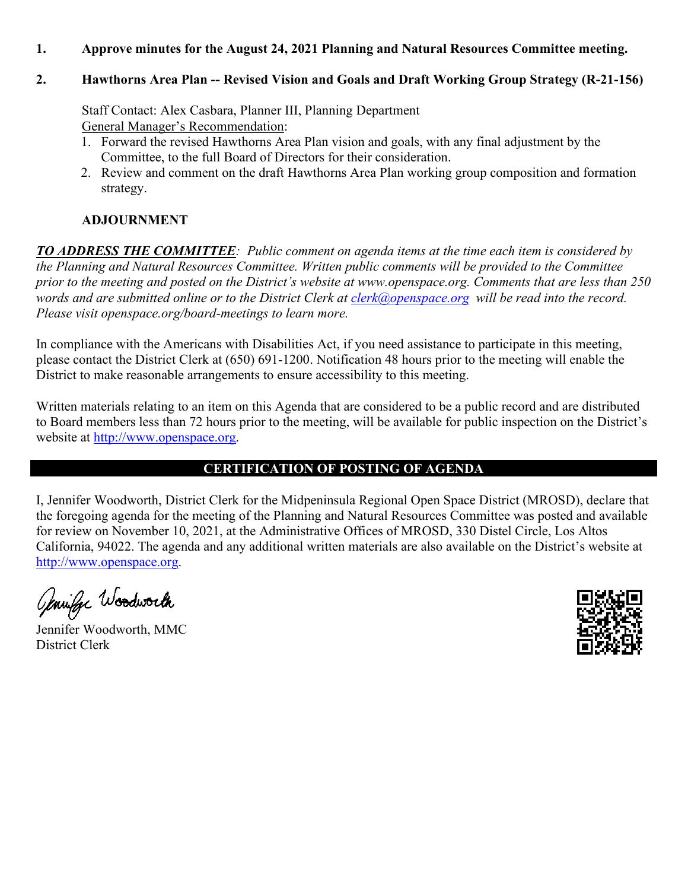**1. Approve minutes for the August 24, 2021 Planning and Natural Resources Committee meeting.**

**2. Hawthorns Area Plan -- Revised Vision and Goals and Draft Working Group Strategy (R-21-156)**

Staff Contact: Alex Casbara, Planner III, Planning Department
General Manager's Recommendation:

1. Forward the revised Hawthorns Area Plan vision and goals, with any final adjustment by the Committee, to the full Board of Directors for their consideration.
2. Review and comment on the draft Hawthorns Area Plan working group composition and formation strategy.

**ADJOURNMENT**

***TO ADDRESS THE COMMITTEE****: Public comment on agenda items at the time each item is considered by the Planning and Natural Resources Committee. Written public comments will be provided to the Committee prior to the meeting and posted on the District's website at www.openspace.org. Comments that are less than 250 words and are submitted online or to the District Clerk at clerk@openspace.org will be read into the record. Please visit openspace.org/board-meetings to learn more.*

In compliance with the Americans with Disabilities Act, if you need assistance to participate in this meeting, please contact the District Clerk at (650) 691-1200. Notification 48 hours prior to the meeting will enable the District to make reasonable arrangements to ensure accessibility to this meeting.

Written materials relating to an item on this Agenda that are considered to be a public record and are distributed to Board members less than 72 hours prior to the meeting, will be available for public inspection on the District's website at http://www.openspace.org.

## CERTIFICATION OF POSTING OF AGENDA

I, Jennifer Woodworth, District Clerk for the Midpeninsula Regional Open Space District (MROSD), declare that the foregoing agenda for the meeting of the Planning and Natural Resources Committee was posted and available for review on November 10, 2021, at the Administrative Offices of MROSD, 330 Distel Circle, Los Altos California, 94022. The agenda and any additional written materials are also available on the District's website at http://www.openspace.org.

Jennifer Woodworth, MMC
District Clerk